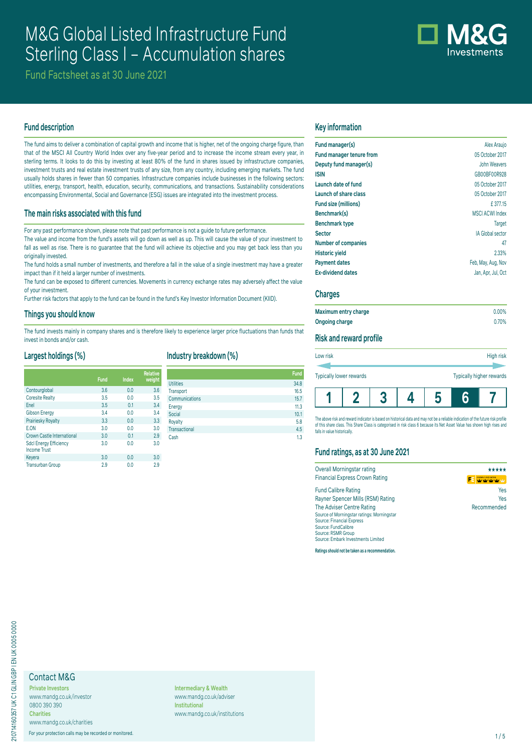# M&G Global Listed Infrastructure Fund Sterling Class I – Accumulation shares

Fund Factsheet as at 30 June 2021

## Fund description

The fund aims to deliver a combination of capital growth and income that is higher, net of the ongoing charge figure, than that of the MSCI All Country World Index over any five-year period and to increase the income stream every year, in sterling terms. It looks to do this by investing at least 80% of the fund in shares issued by infrastructure companies, investment trusts and real estate investment trusts of any size, from any country, including emerging markets. The fund usually holds shares in fewer than 50 companies. Infrastructure companies include businesses in the following sectors: utilities, energy, transport, health, education, security, communications, and transactions. Sustainability considerations encompassing Environmental, Social and Governance (ESG) issues are integrated into the investment process.

## The main risks associated with this fund

For any past performance shown, please note that past performance is not a guide to future performance.

The value and income from the fund's assets will go down as well as up. This will cause the value of your investment to fall as well as rise. There is no guarantee that the fund will achieve its objective and you may get back less than you originally invested.

The fund holds a small number of investments, and therefore a fall in the value of a single investment may have a greater impact than if it held a larger number of investments.

The fund can be exposed to different currencies. Movements in currency exchange rates may adversely affect the value of your investment.

Further risk factors that apply to the fund can be found in the fund's Key Investor Information Document (KIID).

## Things you should know

The fund invests mainly in company shares and is therefore likely to experience larger price fluctuations than funds that invest in bonds and/or cash.

## Largest holdings (%)

| | Fund | Index | Relative weight |
|---|---|---|---|
| Contourglobal | 3.6 | 0.0 | 3.6 |
| Coresite Realty | 3.5 | 0.0 | 3.5 |
| Enel | 3.5 | 0.1 | 3.4 |
| Gibson Energy | 3.4 | 0.0 | 3.4 |
| Prairiesky Royalty | 3.3 | 0.0 | 3.3 |
| E.ON | 3.0 | 0.0 | 3.0 |
| Crown Castle International | 3.0 | 0.1 | 2.9 |
| Sdcl Energy Efficiency Income Trust | 3.0 | 0.0 | 3.0 |
| Keyera | 3.0 | 0.0 | 3.0 |
| Transurban Group | 2.9 | 0.0 | 2.9 |

## Industry breakdown (%)

| | Fund |
|---|---|
| Utilities | 34.8 |
| Transport | 16.5 |
| Communications | 15.7 |
| Energy | 11.3 |
| Social | 10.1 |
| Royalty | 5.8 |
| Transactional | 4.5 |
| Cash | 1.3 |

## Key information

| | |
|---|---|
| **Fund manager(s)** | Alex Araujo |
| **Fund manager tenure from** | 05 October 2017 |
| **Deputy fund manager(s)** | John Weavers |
| **ISIN** | GB00BF00R928 |
| **Launch date of fund** | 05 October 2017 |
| **Launch of share class** | 05 October 2017 |
| **Fund size (millions)** | £ 377.15 |
| **Benchmark(s)** | MSCI ACWI Index |
| **Benchmark type** | Target |
| **Sector** | IA Global sector |
| **Number of companies** | 47 |
| **Historic yield** | 2.33% |
| **Payment dates** | Feb, May, Aug, Nov |
| **Ex-dividend dates** | Jan, Apr, Jul, Oct |

## Charges

| | |
|---|---|
| **Maximum entry charge** | 0.00% |
| **Ongoing charge** | 0.70% |

## Risk and reward profile

Low risk — High risk

Typically lower rewards — Typically higher rewards

| 1 | 2 | 3 | 4 | 5 | **6** | 7 |
|---|---|---|---|---|---|---|

The above risk and reward indicator is based on historical data and may not be a reliable indication of the future risk profile of this share class. This Share Class is categorised in risk class 6 because its Net Asset Value has shown high rises and falls in value historically.

## Fund ratings, as at 30 June 2021

| | |
|---|---|
| Overall Morningstar rating | ★★★★★ |
| Financial Express Crown Rating | FE Crown Fund Rating |
| Fund Calibre Rating | Yes |
| Rayner Spencer Mills (RSM) Rating | Yes |
| The Adviser Centre Rating | Recommended |

Source of Morningstar ratings: Morningstar
Source: Financial Express
Source: FundCalibre
Source: RSMR Group
Source: Embark Investments Limited

**Ratings should not be taken as a recommendation.**

## Contact M&G

**Private Investors**
www.mandg.co.uk/investor
0800 390 390

**Charities**
www.mandg.co.uk/charities

**Intermediary & Wealth**
www.mandg.co.uk/adviser

**Institutional**
www.mandg.co.uk/institutions

For your protection calls may be recorded or monitored.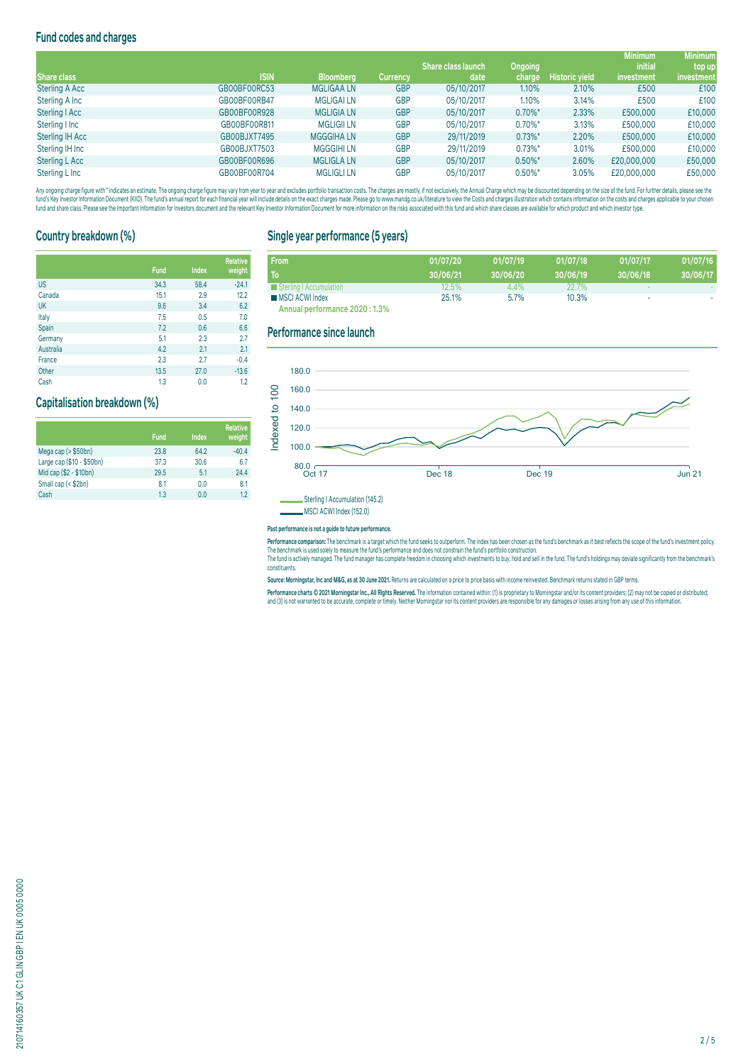## Fund codes and charges

| Share class | ISIN | Bloomberg | Currency | Share class launch date | Ongoing charge | Historic yield | Minimum initial investment | Minimum top up investment |
|---|---|---|---|---|---|---|---|---|
| Sterling A Acc | GB00BF00RC53 | MGLIGAA LN | GBP | 05/10/2017 | 1.10% | 2.10% | £500 | £100 |
| Sterling A Inc | GB00BF00RB47 | MGLIGAI LN | GBP | 05/10/2017 | 1.10% | 3.14% | £500 | £100 |
| Sterling I Acc | GB00BF00R928 | MGLIGIA LN | GBP | 05/10/2017 | 0.70%* | 2.33% | £500,000 | £10,000 |
| Sterling I Inc | GB00BF00R811 | MGLIGII LN | GBP | 05/10/2017 | 0.70%* | 3.13% | £500,000 | £10,000 |
| Sterling IH Acc | GB00BJXT7495 | MGGGIHA LN | GBP | 29/11/2019 | 0.73%* | 2.20% | £500,000 | £10,000 |
| Sterling IH Inc | GB00BJXT7503 | MGGGIHI LN | GBP | 29/11/2019 | 0.73%* | 3.01% | £500,000 | £10,000 |
| Sterling L Acc | GB00BF00R696 | MGLIGLA LN | GBP | 05/10/2017 | 0.50%* | 2.60% | £20,000,000 | £50,000 |
| Sterling L Inc | GB00BF00R704 | MGLIGLI LN | GBP | 05/10/2017 | 0.50%* | 3.05% | £20,000,000 | £50,000 |

Any ongoing charge figure with * indicates an estimate. The ongoing charge figure may vary from year to year and excludes portfolio transaction costs. The charges are mostly, if not exclusively, the Annual Charge which may be discounted depending on the size of the fund. For further details, please see the fund's Key Investor Information Document (KIID). The fund's annual report for each financial year will include details on the exact charges made. Please go to www.mandg.co.uk/literature to view the Costs and charges illustration which contains information on the costs and charges applicable to your chosen fund and share class. Please see the Important Information for Investors document and the relevant Key Investor Information Document for more information on the risks associated with this fund and which share classes are available for which product and which investor type.

## Country breakdown (%)

| | Fund | Index | Relative weight |
|---|---|---|---|
| US | 34.3 | 58.4 | -24.1 |
| Canada | 15.1 | 2.9 | 12.2 |
| UK | 9.6 | 3.4 | 6.2 |
| Italy | 7.5 | 0.5 | 7.0 |
| Spain | 7.2 | 0.6 | 6.6 |
| Germany | 5.1 | 2.3 | 2.7 |
| Australia | 4.2 | 2.1 | 2.1 |
| France | 2.3 | 2.7 | -0.4 |
| Other | 13.5 | 27.0 | -13.6 |
| Cash | 1.3 | 0.0 | 1.2 |

## Capitalisation breakdown (%)

| | Fund | Index | Relative weight |
|---|---|---|---|
| Mega cap (> $50bn) | 23.8 | 64.2 | -40.4 |
| Large cap ($10 - $50bn) | 37.3 | 30.6 | 6.7 |
| Mid cap ($2 - $10bn) | 29.5 | 5.1 | 24.4 |
| Small cap (< $2bn) | 8.1 | 0.0 | 8.1 |
| Cash | 1.3 | 0.0 | 1.2 |

## Single year performance (5 years)

| From / To | 01/07/20 – 30/06/21 | 01/07/19 – 30/06/20 | 01/07/18 – 30/06/19 | 01/07/17 – 30/06/18 | 01/07/16 – 30/06/17 |
|---|---|---|---|---|---|
| Sterling I Accumulation | 12.5% | 4.4% | 22.7% | - | - |
| MSCI ACWI Index | 25.1% | 5.7% | 10.3% | - | - |

**Annual performance 2020 : 1.3%**

## Performance since launch

Sterling I Accumulation (145.2)
MSCI ACWI Index (152.0)

**Past performance is not a guide to future performance.**

**Performance comparison:** The benchmark is a target which the fund seeks to outperform. The index has been chosen as the fund's benchmark as it best reflects the scope of the fund's investment policy. The benchmark is used solely to measure the fund's performance and does not constrain the fund's portfolio construction.
The fund is actively managed. The fund manager has complete freedom in choosing which investments to buy, hold and sell in the fund. The fund's holdings may deviate significantly from the benchmark's constituents.

**Source: Morningstar, Inc and M&G, as at 30 June 2021.** Returns are calculated on a price to price basis with income reinvested. Benchmark returns stated in GBP terms.

**Performance charts © 2021 Morningstar Inc., All Rights Reserved.** The information contained within: (1) is proprietary to Morningstar and/or its content providers; (2) may not be copied or distributed; and (3) is not warranted to be accurate, complete or timely. Neither Morningstar nor its content providers are responsible for any damages or losses arising from any use of this information.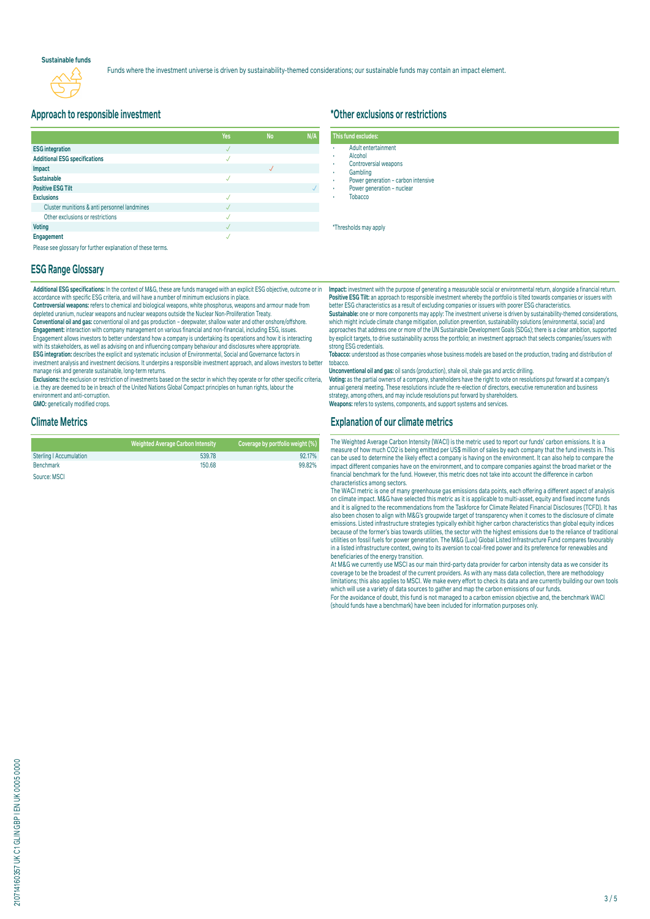**Sustainable funds**

Funds where the investment universe is driven by sustainability-themed considerations; our sustainable funds may contain an impact element.

## Approach to responsible investment

| | Yes | No | N/A |
|---|---|---|---|
| **ESG integration** | ✓ | | |
| **Additional ESG specifications** | ✓ | | |
| **Impact** | | ✓ | |
| **Sustainable** | ✓ | | |
| **Positive ESG Tilt** | | | ✓ |
| **Exclusions** | ✓ | | |
| Cluster munitions & anti personnel landmines | ✓ | | |
| Other exclusions or restrictions | ✓ | | |
| **Voting** | ✓ | | |
| **Engagement** | ✓ | | |

Please see glossary for further explanation of these terms.

## *Other exclusions or restrictions

**This fund excludes:**

- Adult entertainment
- Alcohol
- Controversial weapons
- Gambling
- Power generation – carbon intensive
- Power generation – nuclear
- Tobacco

*Thresholds may apply

## ESG Range Glossary

**Additional ESG specifications:** In the context of M&G, these are funds managed with an explicit ESG objective, outcome or in accordance with specific ESG criteria, and will have a number of minimum exclusions in place.
**Controversial weapons:** refers to chemical and biological weapons, white phosphorus, weapons and armour made from depleted uranium, nuclear weapons and nuclear weapons outside the Nuclear Non-Proliferation Treaty.
**Conventional oil and gas:** conventional oil and gas production – deepwater, shallow water and other onshore/offshore.
**Engagement:** interaction with company management on various financial and non-financial, including ESG, issues. Engagement allows investors to better understand how a company is undertaking its operations and how it is interacting with its stakeholders, as well as advising on and influencing company behaviour and disclosures where appropriate.
**ESG integration:** describes the explicit and systematic inclusion of Environmental, Social and Governance factors in investment analysis and investment decisions. It underpins a responsible investment approach, and allows investors to better manage risk and generate sustainable, long-term returns.
**Exclusions:** the exclusion or restriction of investments based on the sector in which they operate or for other specific criteria, i.e. they are deemed to be in breach of the United Nations Global Compact principles on human rights, labour the environment and anti-corruption.
**GMO:** genetically modified crops.
**Impact:** investment with the purpose of generating a measurable social or environmental return, alongside a financial return.
**Positive ESG Tilt:** an approach to responsible investment whereby the portfolio is tilted towards companies or issuers with better ESG characteristics as a result of excluding companies or issuers with poorer ESG characteristics.
**Sustainable:** one or more components may apply: The investment universe is driven by sustainability-themed considerations, which might include climate change mitigation, pollution prevention, sustainability solutions (environmental, social) and approaches that address one or more of the UN Sustainable Development Goals (SDGs); there is a clear ambition, supported by explicit targets, to drive sustainability across the portfolio; an investment approach that selects companies/issuers with strong ESG credentials.
**Tobacco:** understood as those companies whose business models are based on the production, trading and distribution of tobacco.
**Unconventional oil and gas:** oil sands (production), shale oil, shale gas and arctic drilling.
**Voting:** as the partial owners of a company, shareholders have the right to vote on resolutions put forward at a company's annual general meeting. These resolutions include the re-election of directors, executive remuneration and business strategy, among others, and may include resolutions put forward by shareholders.
**Weapons:** refers to systems, components, and support systems and services.

## Climate Metrics

| | Weighted Average Carbon Intensity | Coverage by portfolio weight (%) |
|---|---|---|
| Sterling I Accumulation | 539.78 | 92.17% |
| Benchmark | 150.68 | 99.82% |

Source: MSCI

## Explanation of our climate metrics

The Weighted Average Carbon Intensity (WACI) is the metric used to report our funds' carbon emissions. It is a measure of how much $CO_2$ is being emitted per US$ million of sales by each company that the fund invests in. This can be used to determine the likely effect a company is having on the environment. It can also help to compare the impact different companies have on the environment, and to compare companies against the broad market or the financial benchmark for the fund. However, this metric does not take into account the difference in carbon characteristics among sectors.

The WACI metric is one of many greenhouse gas emissions data points, each offering a different aspect of analysis on climate impact. M&G have selected this metric as it is applicable to multi-asset, equity and fixed income funds and it is aligned to the recommendations from the Taskforce for Climate Related Financial Disclosures (TCFD). It has also been chosen to align with M&G's groupwide target of transparency when it comes to the disclosure of climate emissions. Listed infrastructure strategies typically exhibit higher carbon characteristics than global equity indices because of the former's bias towards utilities, the sector with the highest emissions due to the reliance of traditional utilities on fossil fuels for power generation. The M&G (Lux) Global Listed Infrastructure Fund compares favourably in a listed infrastructure context, owing to its aversion to coal-fired power and its preference for renewables and beneficiaries of the energy transition.

At M&G we currently use MSCI as our main third-party data provider for carbon intensity data as we consider its coverage to be the broadest of the current providers. As with any mass data collection, there are methodology limitations; this also applies to MSCI. We make every effort to check its data and are currently building our own tools which will use a variety of data sources to gather and map the carbon emissions of our funds.

For the avoidance of doubt, this fund is not managed to a carbon emission objective and, the benchmark WACI (should funds have a benchmark) have been included for information purposes only.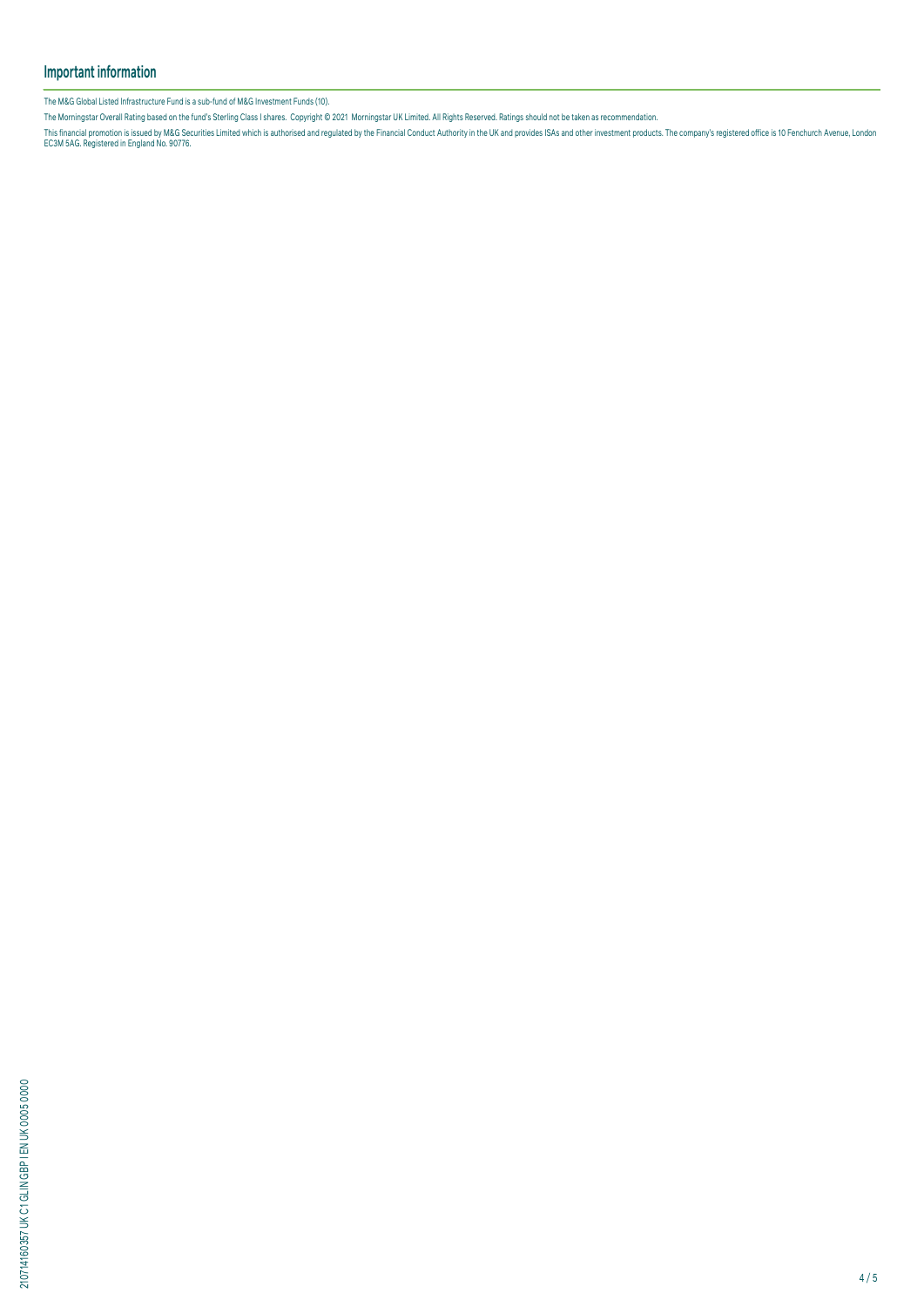## Important information

The M&G Global Listed Infrastructure Fund is a sub-fund of M&G Investment Funds (10).

The Morningstar Overall Rating based on the fund's Sterling Class I shares. Copyright © 2021 Morningstar UK Limited. All Rights Reserved. Ratings should not be taken as recommendation.

This financial promotion is issued by M&G Securities Limited which is authorised and regulated by the Financial Conduct Authority in the UK and provides ISAs and other investment products. The company's registered office is 10 Fenchurch Avenue, London EC3M 5AG. Registered in England No. 90776.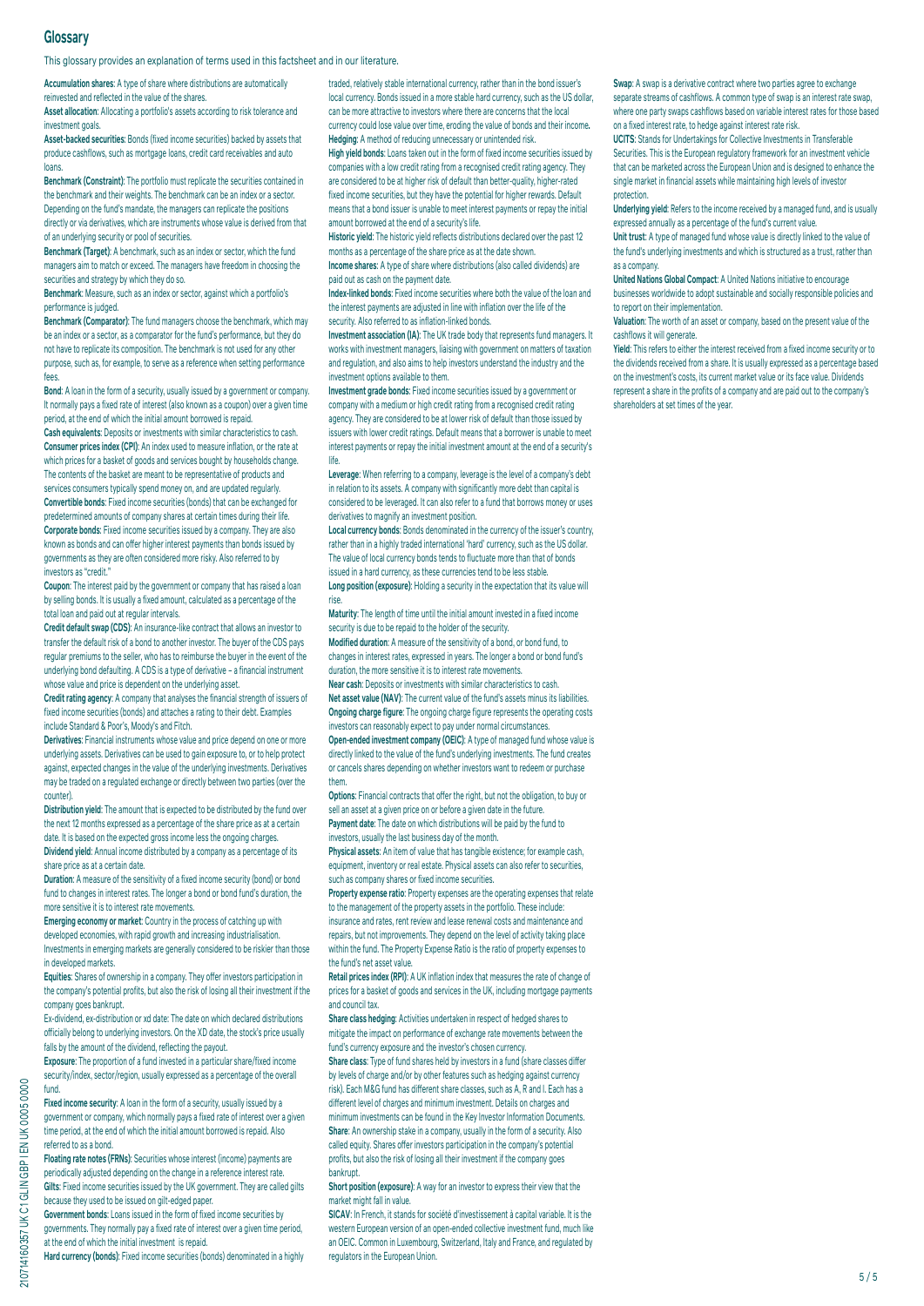## Glossary

This glossary provides an explanation of terms used in this factsheet and in our literature.

**Accumulation shares**: A type of share where distributions are automatically reinvested and reflected in the value of the shares.

**Asset allocation**: Allocating a portfolio's assets according to risk tolerance and investment goals.

**Asset-backed securities**: Bonds (fixed income securities) backed by assets that produce cashflows, such as mortgage loans, credit card receivables and auto loans.

**Benchmark (Constraint)**: The portfolio must replicate the securities contained in the benchmark and their weights. The benchmark can be an index or a sector. Depending on the fund's mandate, the managers can replicate the positions directly or via derivatives, which are instruments whose value is derived from that of an underlying security or pool of securities.

**Benchmark (Target)**: A benchmark, such as an index or sector, which the fund managers aim to match or exceed. The managers have freedom in choosing the securities and strategy by which they do so.

**Benchmark**: Measure, such as an index or sector, against which a portfolio's performance is judged.

**Benchmark (Comparator)**: The fund managers choose the benchmark, which may be an index or a sector, as a comparator for the fund's performance, but they do not have to replicate its composition. The benchmark is not used for any other purpose, such as, for example, to serve as a reference when setting performance fees.

**Bond**: A loan in the form of a security, usually issued by a government or company. It normally pays a fixed rate of interest (also known as a coupon) over a given time period, at the end of which the initial amount borrowed is repaid.

**Cash equivalents**: Deposits or investments with similar characteristics to cash.

**Consumer prices index (CPI)**: An index used to measure inflation, or the rate at which prices for a basket of goods and services bought by households change. The contents of the basket are meant to be representative of products and services consumers typically spend money on, and are updated regularly.

**Convertible bonds**: Fixed income securities (bonds) that can be exchanged for predetermined amounts of company shares at certain times during their life.

**Corporate bonds**: Fixed income securities issued by a company. They are also known as bonds and can offer higher interest payments than bonds issued by governments as they are often considered more risky. Also referred to by investors as "credit."

**Coupon**: The interest paid by the government or company that has raised a loan by selling bonds. It is usually a fixed amount, calculated as a percentage of the total loan and paid out at regular intervals.

**Credit default swap (CDS)**: An insurance-like contract that allows an investor to transfer the default risk of a bond to another investor. The buyer of the CDS pays regular premiums to the seller, who has to reimburse the buyer in the event of the underlying bond defaulting. A CDS is a type of derivative – a financial instrument whose value and price is dependent on the underlying asset.

**Credit rating agency**: A company that analyses the financial strength of issuers of fixed income securities (bonds) and attaches a rating to their debt. Examples include Standard & Poor's, Moody's and Fitch.

**Derivatives**: Financial instruments whose value and price depend on one or more underlying assets. Derivatives can be used to gain exposure to, or to help protect against, expected changes in the value of the underlying investments. Derivatives may be traded on a regulated exchange or directly between two parties (over the counter).

**Distribution yield**: The amount that is expected to be distributed by the fund over the next 12 months expressed as a percentage of the share price as at a certain date. It is based on the expected gross income less the ongoing charges.

**Dividend yield**: Annual income distributed by a company as a percentage of its share price as at a certain date.

**Duration**: A measure of the sensitivity of a fixed income security (bond) or bond fund to changes in interest rates. The longer a bond or bond fund's duration, the more sensitive it is to interest rate movements.

**Emerging economy or market**: Country in the process of catching up with developed economies, with rapid growth and increasing industrialisation. Investments in emerging markets are generally considered to be riskier than those in developed markets.

**Equities**: Shares of ownership in a company. They offer investors participation in the company's potential profits, but also the risk of losing all their investment if the company goes bankrupt.

Ex-dividend, ex-distribution or xd date: The date on which declared distributions officially belong to underlying investors. On the XD date, the stock's price usually falls by the amount of the dividend, reflecting the payout.

**Exposure**: The proportion of a fund invested in a particular share/fixed income security/index, sector/region, usually expressed as a percentage of the overall fund.

**Fixed income security**: A loan in the form of a security, usually issued by a government or company, which normally pays a fixed rate of interest over a given time period, at the end of which the initial amount borrowed is repaid. Also referred to as a bond.

**Floating rate notes (FRNs)**: Securities whose interest (income) payments are periodically adjusted depending on the change in a reference interest rate.

**Gilts**: Fixed income securities issued by the UK government. They are called gilts because they used to be issued on gilt-edged paper.

**Government bonds**: Loans issued in the form of fixed income securities by governments. They normally pay a fixed rate of interest over a given time period, at the end of which the initial investment is repaid.

**Hard currency (bonds)**: Fixed income securities (bonds) denominated in a highly traded, relatively stable international currency, rather than in the bond issuer's local currency. Bonds issued in a more stable hard currency, such as the US dollar, can be more attractive to investors where there are concerns that the local currency could lose value over time, eroding the value of bonds and their income.

**Hedging**: A method of reducing unnecessary or unintended risk.

**High yield bonds**: Loans taken out in the form of fixed income securities issued by companies with a low credit rating from a recognised credit rating agency. They are considered to be at higher risk of default than better-quality, higher-rated fixed income securities, but they have the potential for higher rewards. Default means that a bond issuer is unable to meet interest payments or repay the initial amount borrowed at the end of a security's life.

**Historic yield**: The historic yield reflects distributions declared over the past 12 months as a percentage of the share price as at the date shown.

**Income shares**: A type of share where distributions (also called dividends) are paid out as cash on the payment date.

**Index-linked bonds**: Fixed income securities where both the value of the loan and the interest payments are adjusted in line with inflation over the life of the security. Also referred to as inflation-linked bonds.

**Investment association (IA)**: The UK trade body that represents fund managers. It works with investment managers, liaising with government on matters of taxation and regulation, and also aims to help investors understand the industry and the investment options available to them.

**Investment grade bonds**: Fixed income securities issued by a government or company with a medium or high credit rating from a recognised credit rating agency. They are considered to be at lower risk of default than those issued by issuers with lower credit ratings. Default means that a borrower is unable to meet interest payments or repay the initial investment amount at the end of a security's life.

**Leverage**: When referring to a company, leverage is the level of a company's debt in relation to its assets. A company with significantly more debt than capital is considered to be leveraged. It can also refer to a fund that borrows money or uses derivatives to magnify an investment position.

**Local currency bonds**: Bonds denominated in the currency of the issuer's country, rather than in a highly traded international 'hard' currency, such as the US dollar. The value of local currency bonds tends to fluctuate more than that of bonds issued in a hard currency, as these currencies tend to be less stable.

**Long position (exposure)**: Holding a security in the expectation that its value will rise.

**Maturity**: The length of time until the initial amount invested in a fixed income security is due to be repaid to the holder of the security.

**Modified duration**: A measure of the sensitivity of a bond, or bond fund, to changes in interest rates, expressed in years. The longer a bond or bond fund's duration, the more sensitive it is to interest rate movements.

**Near cash**: Deposits or investments with similar characteristics to cash.

**Net asset value (NAV)**: The current value of the fund's assets minus its liabilities.

**Ongoing charge figure**: The ongoing charge figure represents the operating costs investors can reasonably expect to pay under normal circumstances.

**Open-ended investment company (OEIC)**: A type of managed fund whose value is directly linked to the value of the fund's underlying investments. The fund creates or cancels shares depending on whether investors want to redeem or purchase them.

**Options**: Financial contracts that offer the right, but not the obligation, to buy or sell an asset at a given price on or before a given date in the future.

**Payment date**: The date on which distributions will be paid by the fund to investors, usually the last business day of the month.

**Physical assets**: An item of value that has tangible existence; for example cash, equipment, inventory or real estate. Physical assets can also refer to securities, such as company shares or fixed income securities.

**Property expense ratio**: Property expenses are the operating expenses that relate to the management of the property assets in the portfolio. These include: insurance and rates, rent review and lease renewal costs and maintenance and repairs, but not improvements. They depend on the level of activity taking place within the fund. The Property Expense Ratio is the ratio of property expenses to the fund's net asset value.

**Retail prices index (RPI)**: A UK inflation index that measures the rate of change of prices for a basket of goods and services in the UK, including mortgage payments and council tax.

**Share class hedging**: Activities undertaken in respect of hedged shares to mitigate the impact on performance of exchange rate movements between the fund's currency exposure and the investor's chosen currency.

**Share class**: Type of fund shares held by investors in a fund (share classes differ by levels of charge and/or by other features such as hedging against currency risk). Each M&G fund has different share classes, such as A, R and I. Each has a different level of charges and minimum investment. Details on charges and minimum investments can be found in the Key Investor Information Documents.

**Share**: An ownership stake in a company, usually in the form of a security. Also called equity. Shares offer investors participation in the company's potential profits, but also the risk of losing all their investment if the company goes bankrupt.

**Short position (exposure)**: A way for an investor to express their view that the market might fall in value.

**SICAV**: In French, it stands for société d'investissement à capital variable. It is the western European version of an open-ended collective investment fund, much like an OEIC. Common in Luxembourg, Switzerland, Italy and France, and regulated by regulators in the European Union.

**Swap**: A swap is a derivative contract where two parties agree to exchange separate streams of cashflows. A common type of swap is an interest rate swap, where one party swaps cashflows based on variable interest rates for those based on a fixed interest rate, to hedge against interest rate risk.

**UCITS**: Stands for Undertakings for Collective Investments in Transferable Securities. This is the European regulatory framework for an investment vehicle that can be marketed across the European Union and is designed to enhance the single market in financial assets while maintaining high levels of investor protection.

**Underlying yield**: Refers to the income received by a managed fund, and is usually expressed annually as a percentage of the fund's current value.

**Unit trust**: A type of managed fund whose value is directly linked to the value of the fund's underlying investments and which is structured as a trust, rather than as a company.

**United Nations Global Compact**: A United Nations initiative to encourage businesses worldwide to adopt sustainable and socially responsible policies and to report on their implementation.

**Valuation**: The worth of an asset or company, based on the present value of the cashflows it will generate.

**Yield**: This refers to either the interest received from a fixed income security or to the dividends received from a share. It is usually expressed as a percentage based on the investment's costs, its current market value or its face value. Dividends represent a share in the profits of a company and are paid out to the company's shareholders at set times of the year.

210714160357 UK C1 GLINGBP I EN UK 0005 0000